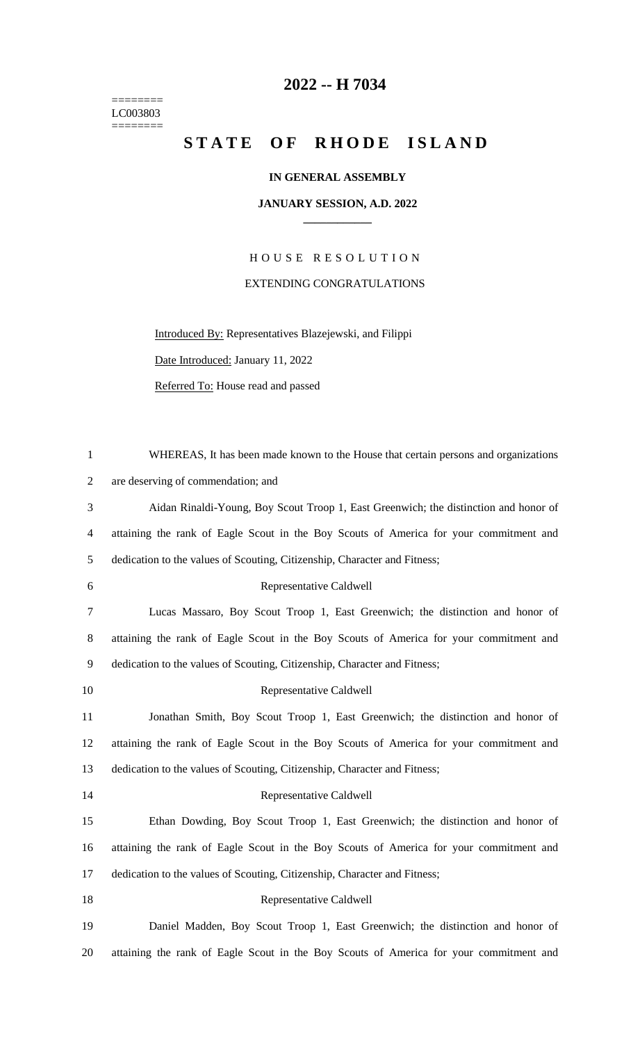========
LC003803
========

# 2022 -- H 7034

# STATE OF RHODE ISLAND

**IN GENERAL ASSEMBLY**

**JANUARY SESSION, A.D. 2022**

HOUSE RESOLUTION

EXTENDING CONGRATULATIONS

Introduced By: Representatives Blazejewski, and Filippi

Date Introduced: January 11, 2022

Referred To: House read and passed

1 WHEREAS, It has been made known to the House that certain persons and organizations
2 are deserving of commendation; and

3 Aidan Rinaldi-Young, Boy Scout Troop 1, East Greenwich; the distinction and honor of
4 attaining the rank of Eagle Scout in the Boy Scouts of America for your commitment and
5 dedication to the values of Scouting, Citizenship, Character and Fitness;

6 Representative Caldwell

7 Lucas Massaro, Boy Scout Troop 1, East Greenwich; the distinction and honor of
8 attaining the rank of Eagle Scout in the Boy Scouts of America for your commitment and
9 dedication to the values of Scouting, Citizenship, Character and Fitness;

10 Representative Caldwell

11 Jonathan Smith, Boy Scout Troop 1, East Greenwich; the distinction and honor of
12 attaining the rank of Eagle Scout in the Boy Scouts of America for your commitment and
13 dedication to the values of Scouting, Citizenship, Character and Fitness;

14 Representative Caldwell

15 Ethan Dowding, Boy Scout Troop 1, East Greenwich; the distinction and honor of
16 attaining the rank of Eagle Scout in the Boy Scouts of America for your commitment and
17 dedication to the values of Scouting, Citizenship, Character and Fitness;

18 Representative Caldwell

19 Daniel Madden, Boy Scout Troop 1, East Greenwich; the distinction and honor of
20 attaining the rank of Eagle Scout in the Boy Scouts of America for your commitment and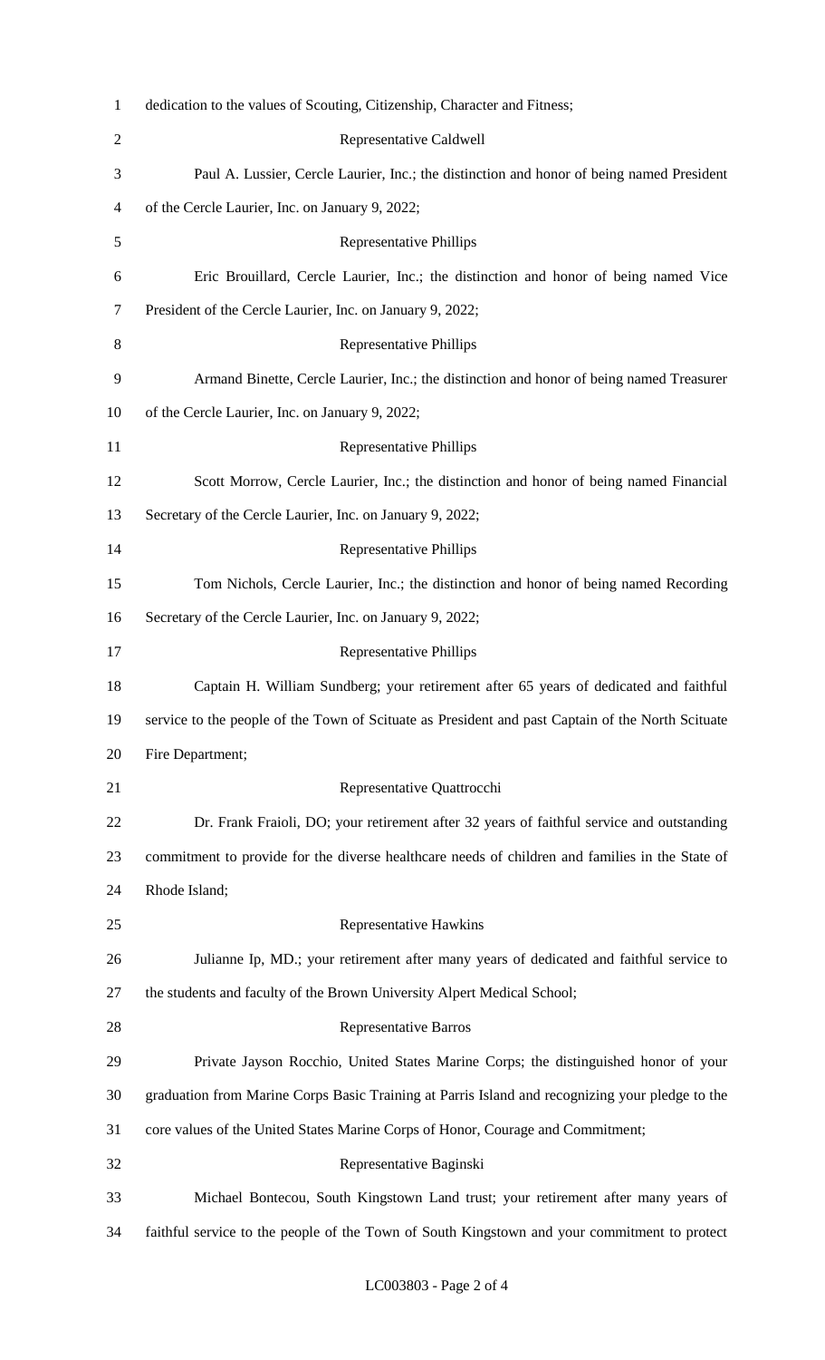dedication to the values of Scouting, Citizenship, Character and Fitness;

Representative Caldwell

Paul A. Lussier, Cercle Laurier, Inc.; the distinction and honor of being named President of the Cercle Laurier, Inc. on January 9, 2022;

Representative Phillips

Eric Brouillard, Cercle Laurier, Inc.; the distinction and honor of being named Vice President of the Cercle Laurier, Inc. on January 9, 2022;

Representative Phillips

Armand Binette, Cercle Laurier, Inc.; the distinction and honor of being named Treasurer of the Cercle Laurier, Inc. on January 9, 2022;

Representative Phillips

Scott Morrow, Cercle Laurier, Inc.; the distinction and honor of being named Financial Secretary of the Cercle Laurier, Inc. on January 9, 2022;

Representative Phillips

Tom Nichols, Cercle Laurier, Inc.; the distinction and honor of being named Recording Secretary of the Cercle Laurier, Inc. on January 9, 2022;

Representative Phillips

Captain H. William Sundberg; your retirement after 65 years of dedicated and faithful service to the people of the Town of Scituate as President and past Captain of the North Scituate Fire Department;

Representative Quattrocchi

Dr. Frank Fraioli, DO; your retirement after 32 years of faithful service and outstanding commitment to provide for the diverse healthcare needs of children and families in the State of Rhode Island;

Representative Hawkins

Julianne Ip, MD.; your retirement after many years of dedicated and faithful service to the students and faculty of the Brown University Alpert Medical School;

Representative Barros

Private Jayson Rocchio, United States Marine Corps; the distinguished honor of your graduation from Marine Corps Basic Training at Parris Island and recognizing your pledge to the core values of the United States Marine Corps of Honor, Courage and Commitment;

Representative Baginski

Michael Bontecou, South Kingstown Land trust; your retirement after many years of faithful service to the people of the Town of South Kingstown and your commitment to protect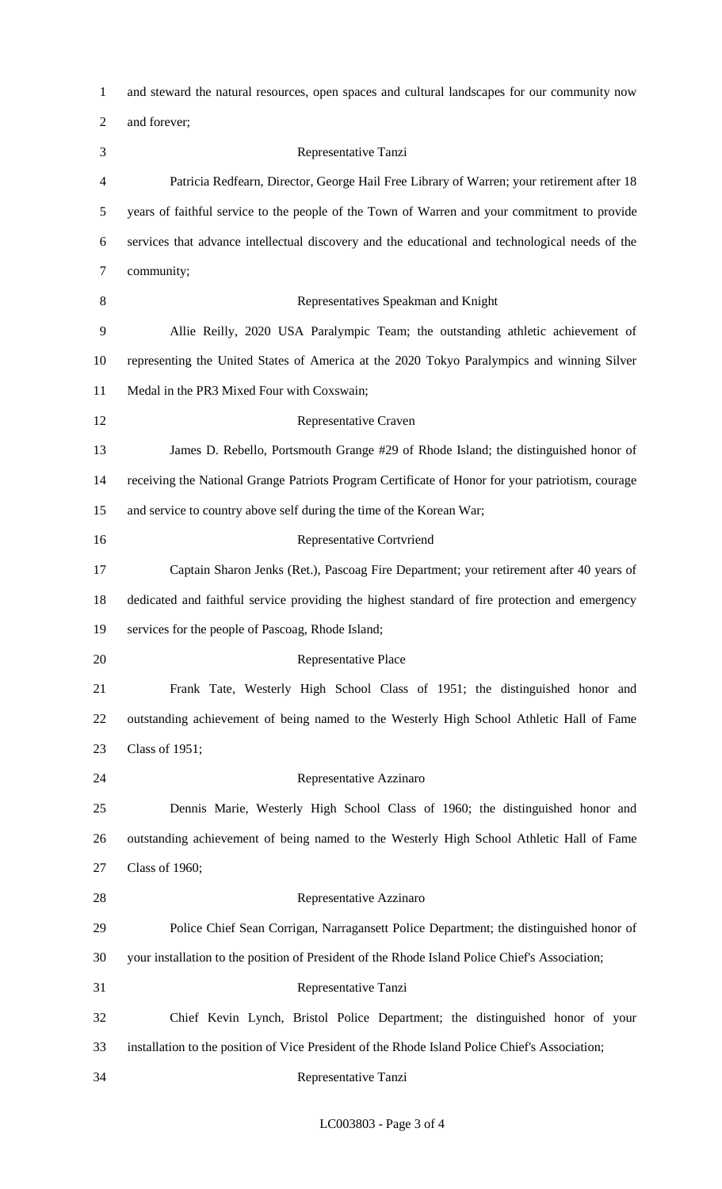and steward the natural resources, open spaces and cultural landscapes for our community now and forever;

Representative Tanzi

Patricia Redfearn, Director, George Hail Free Library of Warren; your retirement after 18 years of faithful service to the people of the Town of Warren and your commitment to provide services that advance intellectual discovery and the educational and technological needs of the community;

Representatives Speakman and Knight

Allie Reilly, 2020 USA Paralympic Team; the outstanding athletic achievement of representing the United States of America at the 2020 Tokyo Paralympics and winning Silver Medal in the PR3 Mixed Four with Coxswain;

Representative Craven

James D. Rebello, Portsmouth Grange #29 of Rhode Island; the distinguished honor of receiving the National Grange Patriots Program Certificate of Honor for your patriotism, courage and service to country above self during the time of the Korean War;

Representative Cortvriend

Captain Sharon Jenks (Ret.), Pascoag Fire Department; your retirement after 40 years of dedicated and faithful service providing the highest standard of fire protection and emergency services for the people of Pascoag, Rhode Island;

Representative Place

Frank Tate, Westerly High School Class of 1951; the distinguished honor and outstanding achievement of being named to the Westerly High School Athletic Hall of Fame Class of 1951;

Representative Azzinaro

Dennis Marie, Westerly High School Class of 1960; the distinguished honor and outstanding achievement of being named to the Westerly High School Athletic Hall of Fame Class of 1960;

Representative Azzinaro

Police Chief Sean Corrigan, Narragansett Police Department; the distinguished honor of your installation to the position of President of the Rhode Island Police Chief's Association;

Representative Tanzi

Chief Kevin Lynch, Bristol Police Department; the distinguished honor of your installation to the position of Vice President of the Rhode Island Police Chief's Association;

Representative Tanzi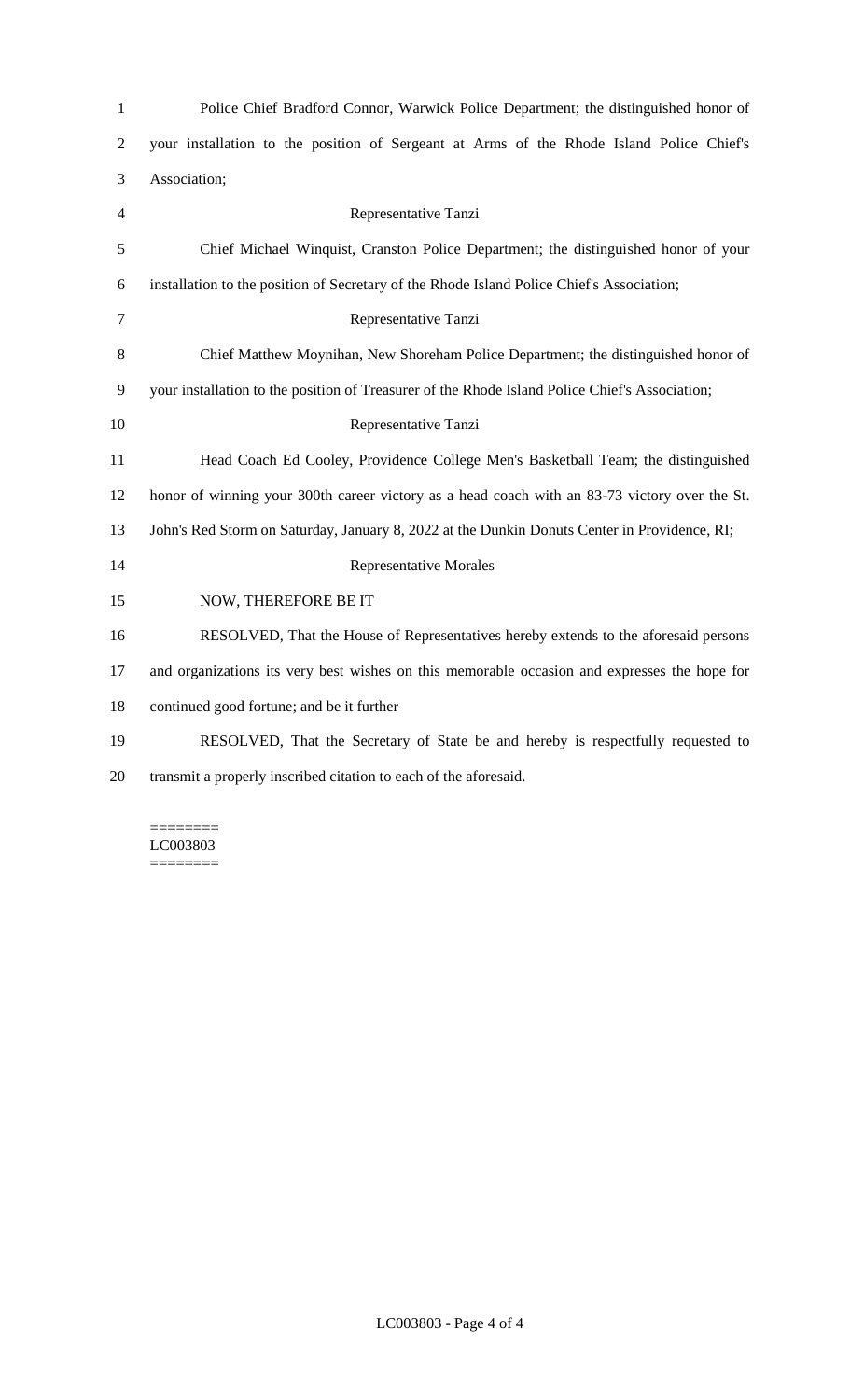Police Chief Bradford Connor, Warwick Police Department; the distinguished honor of your installation to the position of Sergeant at Arms of the Rhode Island Police Chief's Association;

Representative Tanzi

Chief Michael Winquist, Cranston Police Department; the distinguished honor of your installation to the position of Secretary of the Rhode Island Police Chief's Association;

Representative Tanzi

Chief Matthew Moynihan, New Shoreham Police Department; the distinguished honor of your installation to the position of Treasurer of the Rhode Island Police Chief's Association;

Representative Tanzi

Head Coach Ed Cooley, Providence College Men's Basketball Team; the distinguished honor of winning your 300th career victory as a head coach with an 83-73 victory over the St. John's Red Storm on Saturday, January 8, 2022 at the Dunkin Donuts Center in Providence, RI;

Representative Morales

NOW, THEREFORE BE IT

RESOLVED, That the House of Representatives hereby extends to the aforesaid persons and organizations its very best wishes on this memorable occasion and expresses the hope for continued good fortune; and be it further

RESOLVED, That the Secretary of State be and hereby is respectfully requested to transmit a properly inscribed citation to each of the aforesaid.

========
LC003803
========